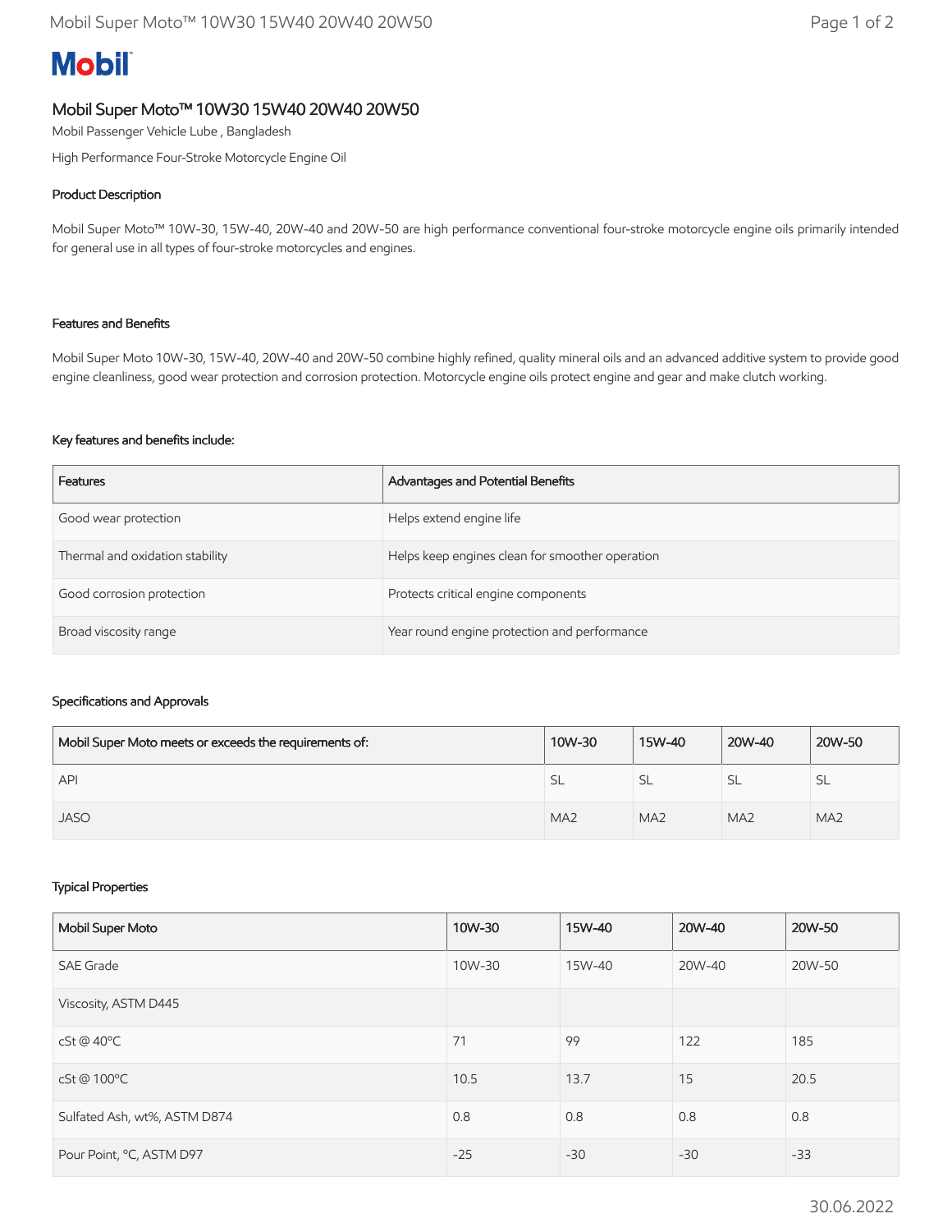# Mobil

## Mobil Super Moto™ 10W30 15W40 20W40 20W50

Mobil Passenger Vehicle Lube , Bangladesh

High Performance Four-Stroke Motorcycle Engine Oil

### Product Description

Mobil Super Moto™ 10W-30, 15W-40, 20W-40 and 20W-50 are high performance conventional four-stroke motorcycle engine oils primarily intended for general use in all types of four-stroke motorcycles and engines.

### Features and Benefits

Mobil Super Moto 10W-30, 15W-40, 20W-40 and 20W-50 combine highly refined, quality mineral oils and an advanced additive system to provide good engine cleanliness, good wear protection and corrosion protection. Motorcycle engine oils protect engine and gear and make clutch working.

### Key features and benefits include:

| Features | Advantages and Potential Benefits |
|---|---|
| Good wear protection | Helps extend engine life |
| Thermal and oxidation stability | Helps keep engines clean for smoother operation |
| Good corrosion protection | Protects critical engine components |
| Broad viscosity range | Year round engine protection and performance |

### Specifications and Approvals

| Mobil Super Moto meets or exceeds the requirements of: | 10W-30 | 15W-40 | 20W-40 | 20W-50 |
|---|---|---|---|---|
| API | SL | SL | SL | SL |
| JASO | MA2 | MA2 | MA2 | MA2 |

### Typical Properties

| Mobil Super Moto | 10W-30 | 15W-40 | 20W-40 | 20W-50 |
|---|---|---|---|---|
| SAE Grade | 10W-30 | 15W-40 | 20W-40 | 20W-50 |
| Viscosity, ASTM D445 | | | | |
| cSt @ 40ºC | 71 | 99 | 122 | 185 |
| cSt @ 100ºC | 10.5 | 13.7 | 15 | 20.5 |
| Sulfated Ash, wt%, ASTM D874 | 0.8 | 0.8 | 0.8 | 0.8 |
| Pour Point, ºC, ASTM D97 | -25 | -30 | -30 | -33 |

30.06.2022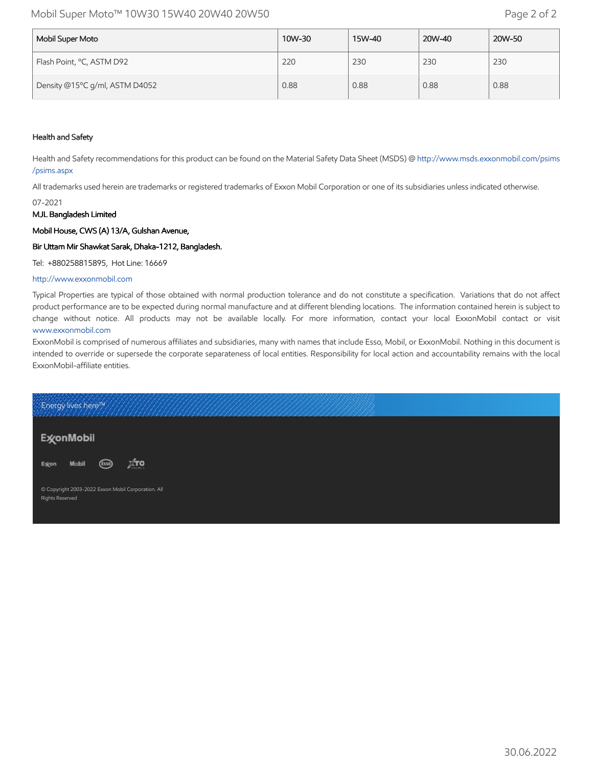| Mobil Super Moto | 10W-30 | 15W-40 | 20W-40 | 20W-50 |
|---|---|---|---|---|
| Flash Point, °C, ASTM D92 | 220 | 230 | 230 | 230 |
| Density @15°C g/ml, ASTM D4052 | 0.88 | 0.88 | 0.88 | 0.88 |

### Health and Safety

Health and Safety recommendations for this product can be found on the Material Safety Data Sheet (MSDS) @ http://www.msds.exxonmobil.com/psims/psims.aspx

All trademarks used herein are trademarks or registered trademarks of Exxon Mobil Corporation or one of its subsidiaries unless indicated otherwise.

07-2021

**MJL Bangladesh Limited**

**Mobil House, CWS (A) 13/A, Gulshan Avenue,**

**Bir Uttam Mir Shawkat Sarak, Dhaka-1212, Bangladesh.**

Tel: +880258815895, Hot Line: 16669

http://www.exxonmobil.com

Typical Properties are typical of those obtained with normal production tolerance and do not constitute a specification. Variations that do not affect product performance are to be expected during normal manufacture and at different blending locations. The information contained herein is subject to change without notice. All products may not be available locally. For more information, contact your local ExxonMobil contact or visit www.exxonmobil.com

ExxonMobil is comprised of numerous affiliates and subsidiaries, many with names that include Esso, Mobil, or ExxonMobil. Nothing in this document is intended to override or supersede the corporate separateness of local entities. Responsibility for local action and accountability remains with the local ExxonMobil-affiliate entities.

Energy lives here™

ExxonMobil

Exxon Mobil Esso XTO

© Copyright 2003-2022 Exxon Mobil Corporation. All Rights Reserved